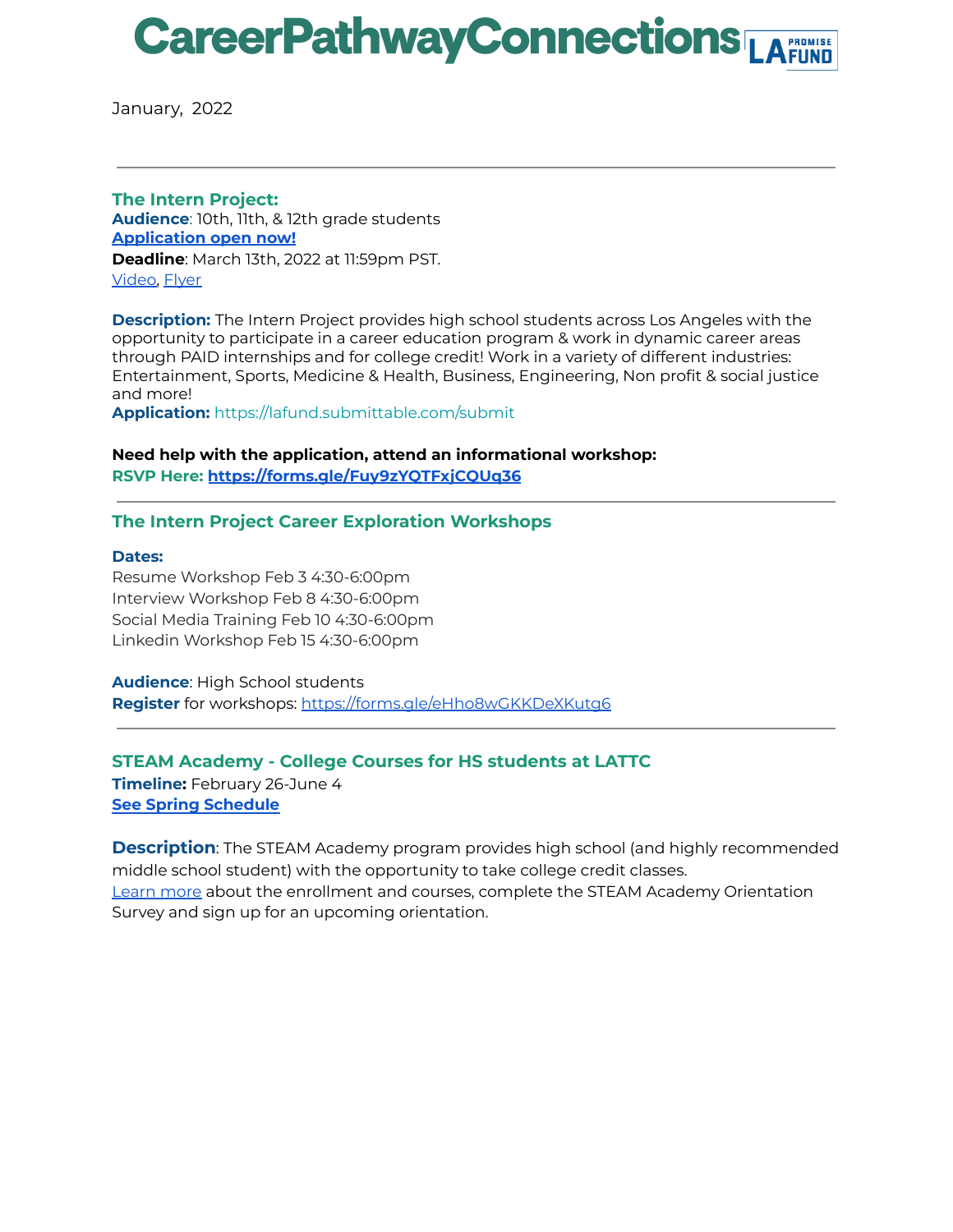# CareerPathwayConnections LA PROMISE FUND

January, 2022

---

## The Intern Project:

**Audience**: 10th, 11th, & 12th grade students

**Application open now!**

**Deadline**: March 13th, 2022 at 11:59pm PST.

Video, Flyer

**Description:** The Intern Project provides high school students across Los Angeles with the opportunity to participate in a career education program & work in dynamic career areas through PAID internships and for college credit! Work in a variety of different industries: Entertainment, Sports, Medicine & Health, Business, Engineering, Non profit & social justice and more!

**Application:** https://lafund.submittable.com/submit

**Need help with the application, attend an informational workshop:**

**RSVP Here: https://forms.gle/Fuy9zYQTFxjCQUq36**

---

## The Intern Project Career Exploration Workshops

**Dates:**

Resume Workshop Feb 3 4:30-6:00pm
Interview Workshop Feb 8 4:30-6:00pm
Social Media Training Feb 10 4:30-6:00pm
Linkedin Workshop Feb 15 4:30-6:00pm

**Audience**: High School students

**Register** for workshops: https://forms.gle/eHho8wGKKDeXKutg6

---

## STEAM Academy - College Courses for HS students at LATTC

**Timeline:** February 26-June 4

**See Spring Schedule**

**Description**: The STEAM Academy program provides high school (and highly recommended middle school student) with the opportunity to take college credit classes.

Learn more about the enrollment and courses, complete the STEAM Academy Orientation Survey and sign up for an upcoming orientation.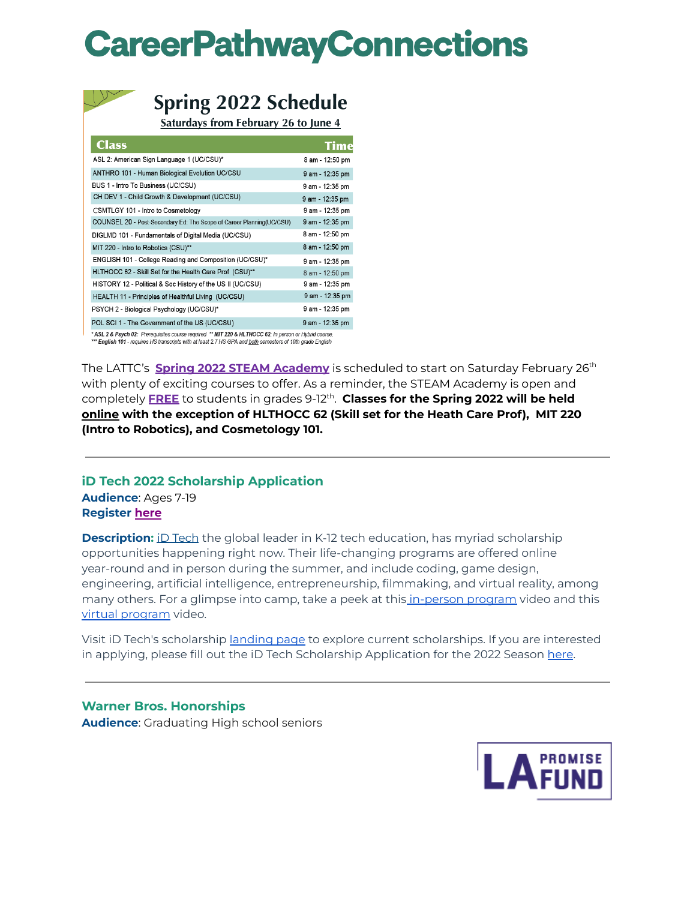# CareerPathwayConnections

## Spring 2022 Schedule

**Saturdays from February 26 to June 4**

| Class | Time |
|---|---|
| ASL 2: American Sign Language 1 (UC/CSU)* | 8 am - 12:50 pm |
| ANTHRO 101 - Human Biological Evolution UC/CSU | 9 am - 12:35 pm |
| BUS 1 - Intro To Business (UC/CSU) | 9 am - 12:35 pm |
| CH DEV 1 - Child Growth & Development (UC/CSU) | 9 am - 12:35 pm |
| CSMTLGY 101 - Intro to Cosmetology | 9 am - 12:35 pm |
| COUNSEL 20 - Post-Secondary Ed: The Scope of Career Planning(UC/CSU) | 9 am - 12:35 pm |
| DIGLMD 101 - Fundamentals of Digital Media (UC/CSU) | 8 am - 12:50 pm |
| MIT 220 - Intro to Robotics (CSU)** | 8 am - 12:50 pm |
| ENGLISH 101 - College Reading and Composition (UC/CSU)* | 9 am - 12:35 pm |
| HLTHOCC 62 - Skill Set for the Health Care Prof (CSU)** | 8 am - 12:50 pm |
| HISTORY 12 - Political & Soc History of the US II (UC/CSU) | 9 am - 12:35 pm |
| HEALTH 11 - Principles of Healthful Living (UC/CSU) | 9 am - 12:35 pm |
| PSYCH 2 - Biological Psychology (UC/CSU)* | 9 am - 12:35 pm |
| POL SCI 1 - The Government of the US (UC/CSU) | 9 am - 12:35 pm |

* ASL 2 & Psych 02: Prerequisites course required ** MIT 220 & HLTHOCC 62: In person or Hybrid course.
*** English 101 - requires HS transcripts with at least 2.7 HS GPA and both semesters of 10th grade English

The LATTC's **Spring 2022 STEAM Academy** is scheduled to start on Saturday February 26th with plenty of exciting courses to offer. As a reminder, the STEAM Academy is open and completely **FREE** to students in grades 9-12th. **Classes for the Spring 2022 will be held online with the exception of HLTHOCC 62 (Skill set for the Heath Care Prof), MIT 220 (Intro to Robotics), and Cosmetology 101.**

---

### iD Tech 2022 Scholarship Application

**Audience**: Ages 7-19
**Register here**

**Description:** iD Tech the global leader in K-12 tech education, has myriad scholarship opportunities happening right now. Their life-changing programs are offered online year-round and in person during the summer, and include coding, game design, engineering, artificial intelligence, entrepreneurship, filmmaking, and virtual reality, among many others. For a glimpse into camp, take a peek at this in-person program video and this virtual program video.

Visit iD Tech's scholarship landing page to explore current scholarships. If you are interested in applying, please fill out the iD Tech Scholarship Application for the 2022 Season here.

---

### Warner Bros. Honorships

**Audience**: Graduating High school seniors

LA PROMISE FUND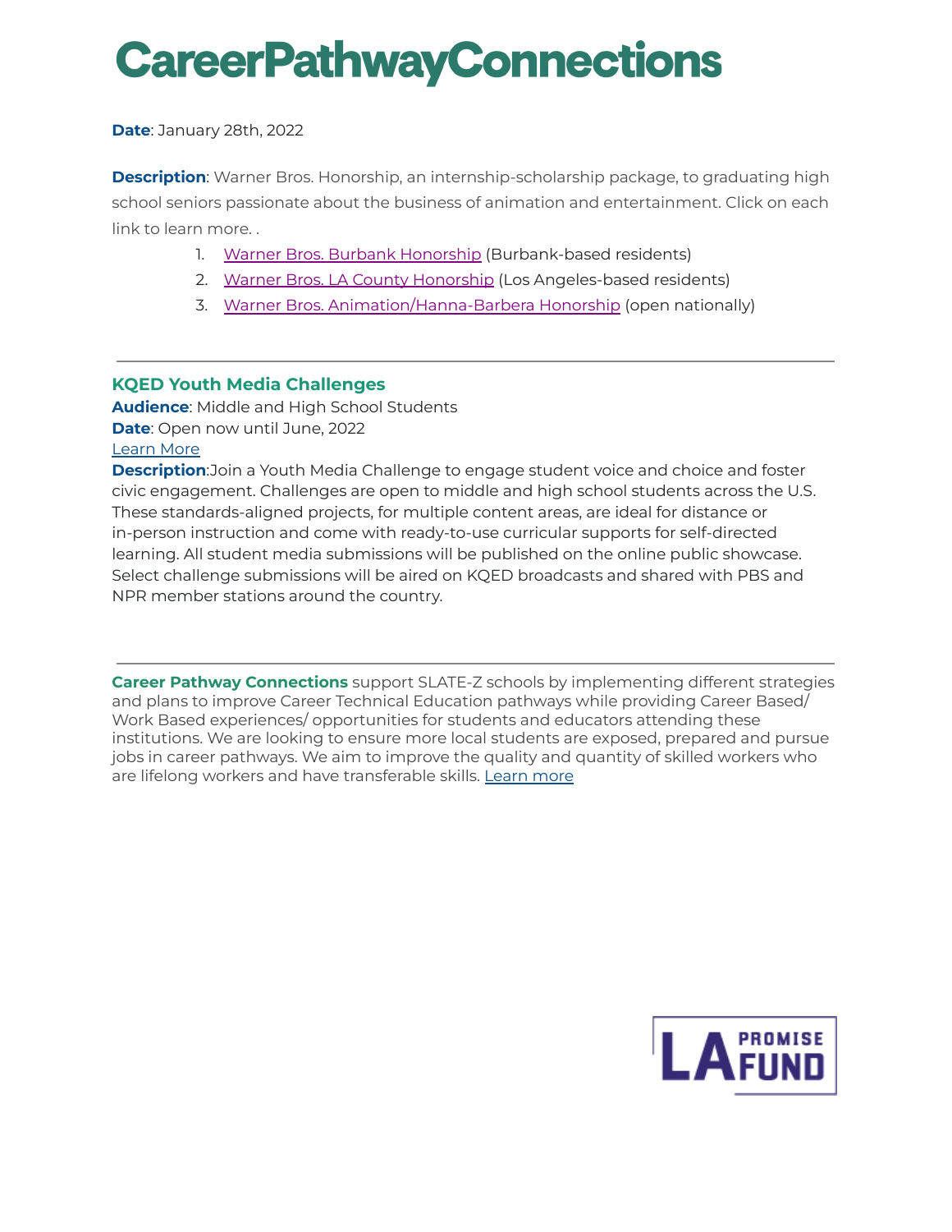# CareerPathwayConnections

**Date**: January 28th, 2022

**Description**: Warner Bros. Honorship, an internship-scholarship package, to graduating high school seniors passionate about the business of animation and entertainment. Click on each link to learn more. .

1. Warner Bros. Burbank Honorship (Burbank-based residents)
2. Warner Bros. LA County Honorship (Los Angeles-based residents)
3. Warner Bros. Animation/Hanna-Barbera Honorship (open nationally)

---

## KQED Youth Media Challenges

**Audience**: Middle and High School Students
**Date**: Open now until June, 2022
Learn More
**Description**:Join a Youth Media Challenge to engage student voice and choice and foster civic engagement. Challenges are open to middle and high school students across the U.S. These standards-aligned projects, for multiple content areas, are ideal for distance or in-person instruction and come with ready-to-use curricular supports for self-directed learning. All student media submissions will be published on the online public showcase. Select challenge submissions will be aired on KQED broadcasts and shared with PBS and NPR member stations around the country.

---

**Career Pathway Connections** support SLATE-Z schools by implementing different strategies and plans to improve Career Technical Education pathways while providing Career Based/ Work Based experiences/ opportunities for students and educators attending these institutions. We are looking to ensure more local students are exposed, prepared and pursue jobs in career pathways. We aim to improve the quality and quantity of skilled workers who are lifelong workers and have transferable skills. Learn more

LA PROMISE FUND